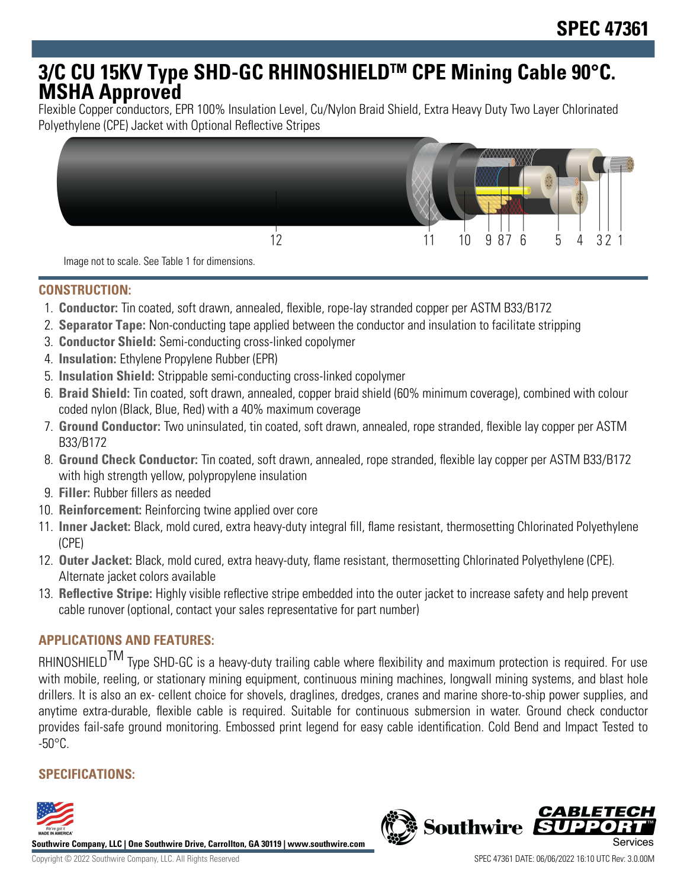# SPEC 47361

# 3/C CU 15KV Type SHD-GC RHINOSHIELD™ CPE Mining Cable 90°C. MSHA Approved

Flexible Copper conductors, EPR 100% Insulation Level, Cu/Nylon Braid Shield, Extra Heavy Duty Two Layer Chlorinated Polyethylene (CPE) Jacket with Optional Reflective Stripes

Image not to scale. See Table 1 for dimensions.

## CONSTRUCTION:

1. **Conductor:** Tin coated, soft drawn, annealed, flexible, rope-lay stranded copper per ASTM B33/B172
2. **Separator Tape:** Non-conducting tape applied between the conductor and insulation to facilitate stripping
3. **Conductor Shield:** Semi-conducting cross-linked copolymer
4. **Insulation:** Ethylene Propylene Rubber (EPR)
5. **Insulation Shield:** Strippable semi-conducting cross-linked copolymer
6. **Braid Shield:** Tin coated, soft drawn, annealed, copper braid shield (60% minimum coverage), combined with colour coded nylon (Black, Blue, Red) with a 40% maximum coverage
7. **Ground Conductor:** Two uninsulated, tin coated, soft drawn, annealed, rope stranded, flexible lay copper per ASTM B33/B172
8. **Ground Check Conductor:** Tin coated, soft drawn, annealed, rope stranded, flexible lay copper per ASTM B33/B172 with high strength yellow, polypropylene insulation
9. **Filler:** Rubber fillers as needed
10. **Reinforcement:** Reinforcing twine applied over core
11. **Inner Jacket:** Black, mold cured, extra heavy-duty integral fill, flame resistant, thermosetting Chlorinated Polyethylene (CPE)
12. **Outer Jacket:** Black, mold cured, extra heavy-duty, flame resistant, thermosetting Chlorinated Polyethylene (CPE). Alternate jacket colors available
13. **Reflective Stripe:** Highly visible reflective stripe embedded into the outer jacket to increase safety and help prevent cable runover (optional, contact your sales representative for part number)

## APPLICATIONS AND FEATURES:

RHINOSHIELD™ Type SHD-GC is a heavy-duty trailing cable where flexibility and maximum protection is required. For use with mobile, reeling, or stationary mining equipment, continuous mining machines, longwall mining systems, and blast hole drillers. It is also an ex- cellent choice for shovels, draglines, dredges, cranes and marine shore-to-ship power supplies, and anytime extra-durable, flexible cable is required. Suitable for continuous submersion in water. Ground check conductor provides fail-safe ground monitoring. Embossed print legend for easy cable identification. Cold Bend and Impact Tested to -50°C.

## SPECIFICATIONS: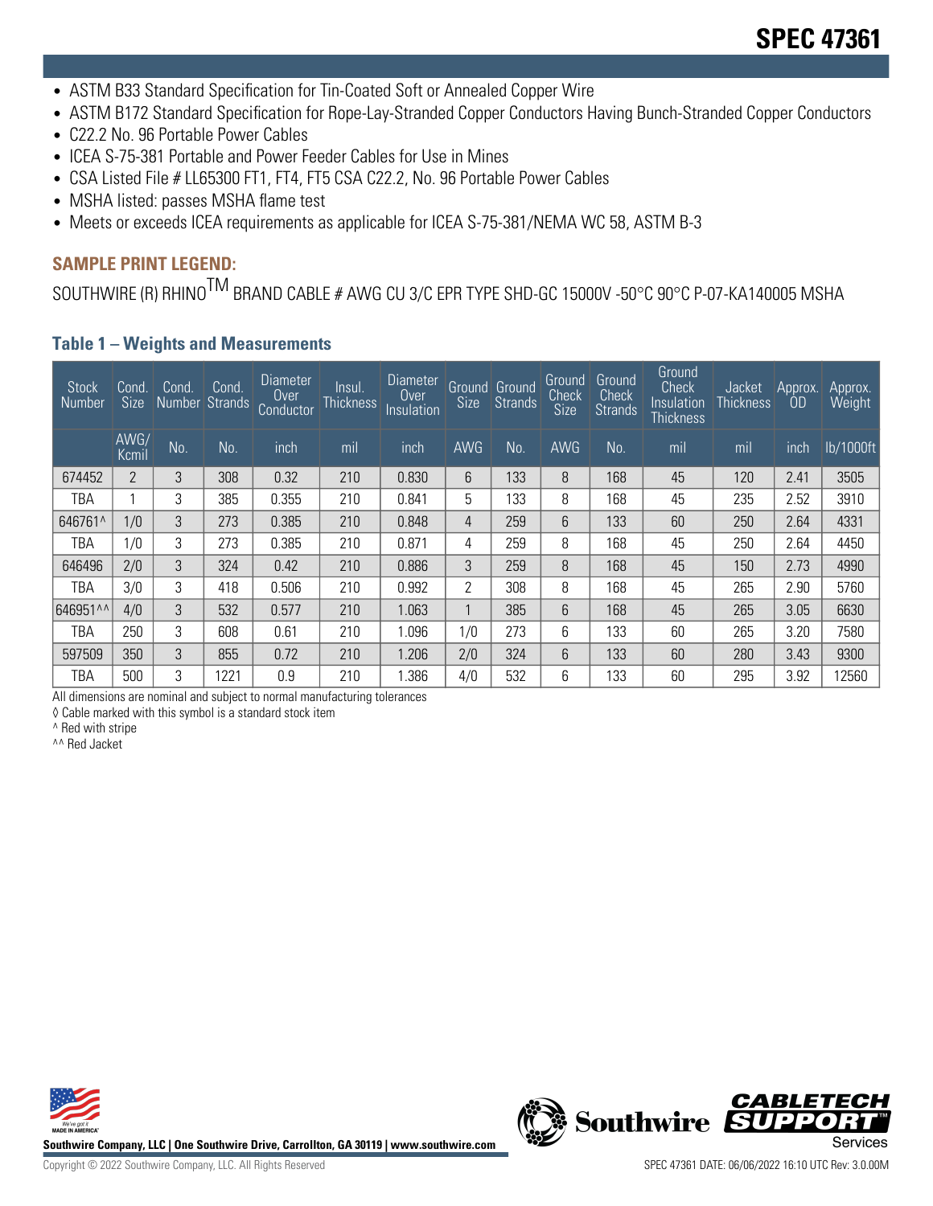- ASTM B33 Standard Specification for Tin-Coated Soft or Annealed Copper Wire
- ASTM B172 Standard Specification for Rope-Lay-Stranded Copper Conductors Having Bunch-Stranded Copper Conductors
- C22.2 No. 96 Portable Power Cables
- ICEA S-75-381 Portable and Power Feeder Cables for Use in Mines
- CSA Listed File # LL65300 FT1, FT4, FT5 CSA C22.2, No. 96 Portable Power Cables
- MSHA listed: passes MSHA flame test
- Meets or exceeds ICEA requirements as applicable for ICEA S-75-381/NEMA WC 58, ASTM B-3

### SAMPLE PRINT LEGEND:

SOUTHWIRE (R) RHINO™ BRAND CABLE # AWG CU 3/C EPR TYPE SHD-GC 15000V -50°C 90°C P-07-KA140005 MSHA

### Table 1 – Weights and Measurements

| Stock Number | Cond. Size | Cond. Number | Cond. Strands | Diameter Over Conductor | Insul. Thickness | Diameter Over Insulation | Ground Size | Ground Strands | Ground Check Size | Ground Check Strands | Ground Check Insulation Thickness | Jacket Thickness | Approx. OD | Approx. Weight |
|---|---|---|---|---|---|---|---|---|---|---|---|---|---|---|
| | AWG/ Kcmil | No. | No. | inch | mil | inch | AWG | No. | AWG | No. | mil | mil | inch | lb/1000ft |
| 674452 | 2 | 3 | 308 | 0.32 | 210 | 0.830 | 6 | 133 | 8 | 168 | 45 | 120 | 2.41 | 3505 |
| TBA | 1 | 3 | 385 | 0.355 | 210 | 0.841 | 5 | 133 | 8 | 168 | 45 | 235 | 2.52 | 3910 |
| 646761^ | 1/0 | 3 | 273 | 0.385 | 210 | 0.848 | 4 | 259 | 6 | 133 | 60 | 250 | 2.64 | 4331 |
| TBA | 1/0 | 3 | 273 | 0.385 | 210 | 0.871 | 4 | 259 | 8 | 168 | 45 | 250 | 2.64 | 4450 |
| 646496 | 2/0 | 3 | 324 | 0.42 | 210 | 0.886 | 3 | 259 | 8 | 168 | 45 | 150 | 2.73 | 4990 |
| TBA | 3/0 | 3 | 418 | 0.506 | 210 | 0.992 | 2 | 308 | 8 | 168 | 45 | 265 | 2.90 | 5760 |
| 646951^^ | 4/0 | 3 | 532 | 0.577 | 210 | 1.063 | 1 | 385 | 6 | 168 | 45 | 265 | 3.05 | 6630 |
| TBA | 250 | 3 | 608 | 0.61 | 210 | 1.096 | 1/0 | 273 | 6 | 133 | 60 | 265 | 3.20 | 7580 |
| 597509 | 350 | 3 | 855 | 0.72 | 210 | 1.206 | 2/0 | 324 | 6 | 133 | 60 | 280 | 3.43 | 9300 |
| TBA | 500 | 3 | 1221 | 0.9 | 210 | 1.386 | 4/0 | 532 | 6 | 133 | 60 | 295 | 3.92 | 12560 |

All dimensions are nominal and subject to normal manufacturing tolerances

◊ Cable marked with this symbol is a standard stock item

^ Red with stripe

^^ Red Jacket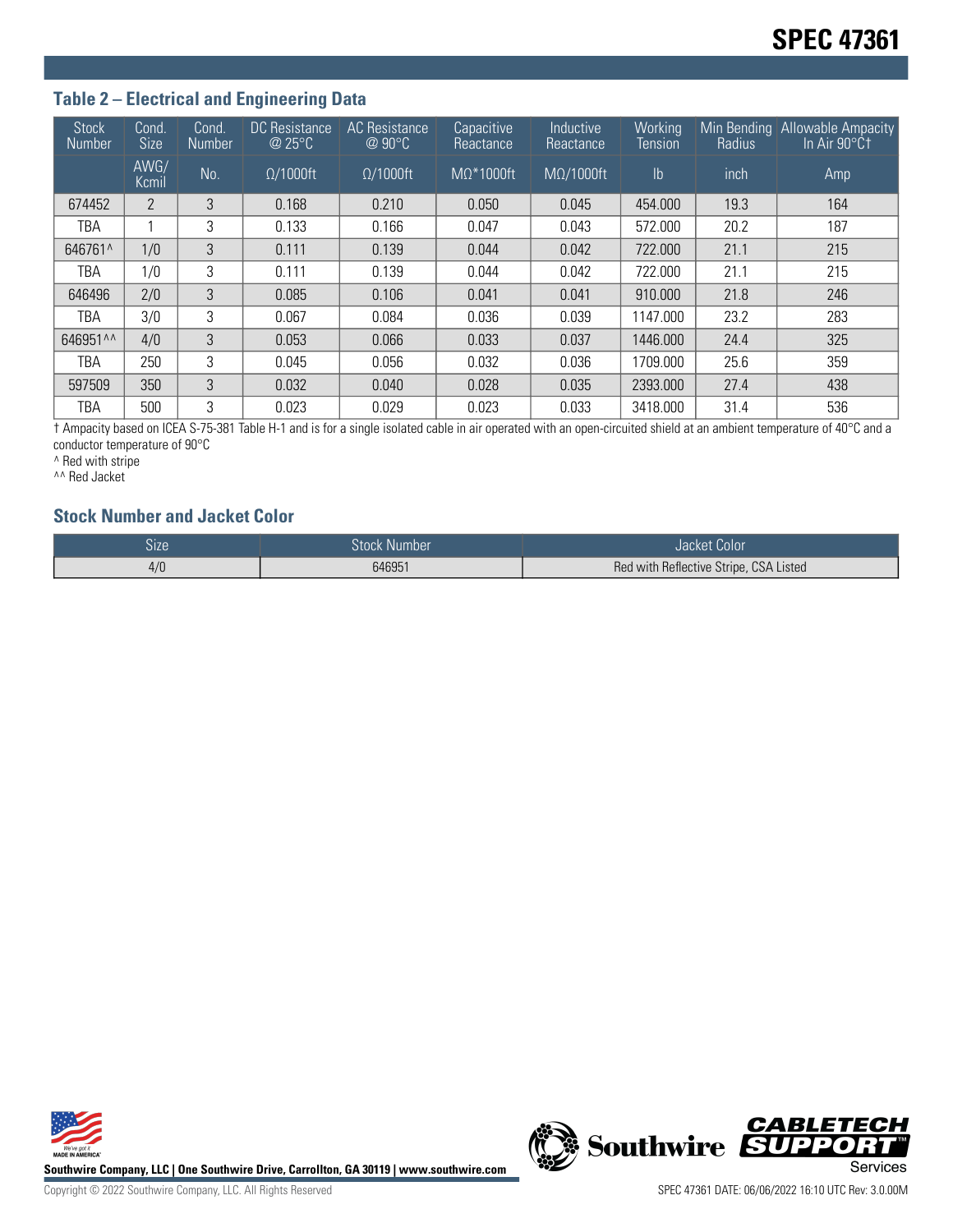# SPEC 47361

### Table 2 – Electrical and Engineering Data

| Stock Number | Cond. Size | Cond. Number | DC Resistance @ 25°C | AC Resistance @ 90°C | Capacitive Reactance | Inductive Reactance | Working Tension | Min Bending Radius | Allowable Ampacity In Air 90°C† |
|---|---|---|---|---|---|---|---|---|---|
| | AWG/ Kcmil | No. | Ω/1000ft | Ω/1000ft | MΩ*1000ft | MΩ/1000ft | lb | inch | Amp |
| 674452 | 2 | 3 | 0.168 | 0.210 | 0.050 | 0.045 | 454.000 | 19.3 | 164 |
| TBA | 1 | 3 | 0.133 | 0.166 | 0.047 | 0.043 | 572.000 | 20.2 | 187 |
| 646761^ | 1/0 | 3 | 0.111 | 0.139 | 0.044 | 0.042 | 722.000 | 21.1 | 215 |
| TBA | 1/0 | 3 | 0.111 | 0.139 | 0.044 | 0.042 | 722.000 | 21.1 | 215 |
| 646496 | 2/0 | 3 | 0.085 | 0.106 | 0.041 | 0.041 | 910.000 | 21.8 | 246 |
| TBA | 3/0 | 3 | 0.067 | 0.084 | 0.036 | 0.039 | 1147.000 | 23.2 | 283 |
| 646951^^ | 4/0 | 3 | 0.053 | 0.066 | 0.033 | 0.037 | 1446.000 | 24.4 | 325 |
| TBA | 250 | 3 | 0.045 | 0.056 | 0.032 | 0.036 | 1709.000 | 25.6 | 359 |
| 597509 | 350 | 3 | 0.032 | 0.040 | 0.028 | 0.035 | 2393.000 | 27.4 | 438 |
| TBA | 500 | 3 | 0.023 | 0.029 | 0.023 | 0.033 | 3418.000 | 31.4 | 536 |

† Ampacity based on ICEA S-75-381 Table H-1 and is for a single isolated cable in air operated with an open-circuited shield at an ambient temperature of 40°C and a conductor temperature of 90°C

^ Red with stripe

^^ Red Jacket

### Stock Number and Jacket Color

| Size | Stock Number | Jacket Color |
|---|---|---|
| 4/0 | 646951 | Red with Reflective Stripe, CSA Listed |

Southwire Company, LLC | One Southwire Drive, Carrollton, GA 30119 | www.southwire.com

Copyright © 2022 Southwire Company, LLC. All Rights Reserved

SPEC 47361 DATE: 06/06/2022 16:10 UTC Rev: 3.0.00M